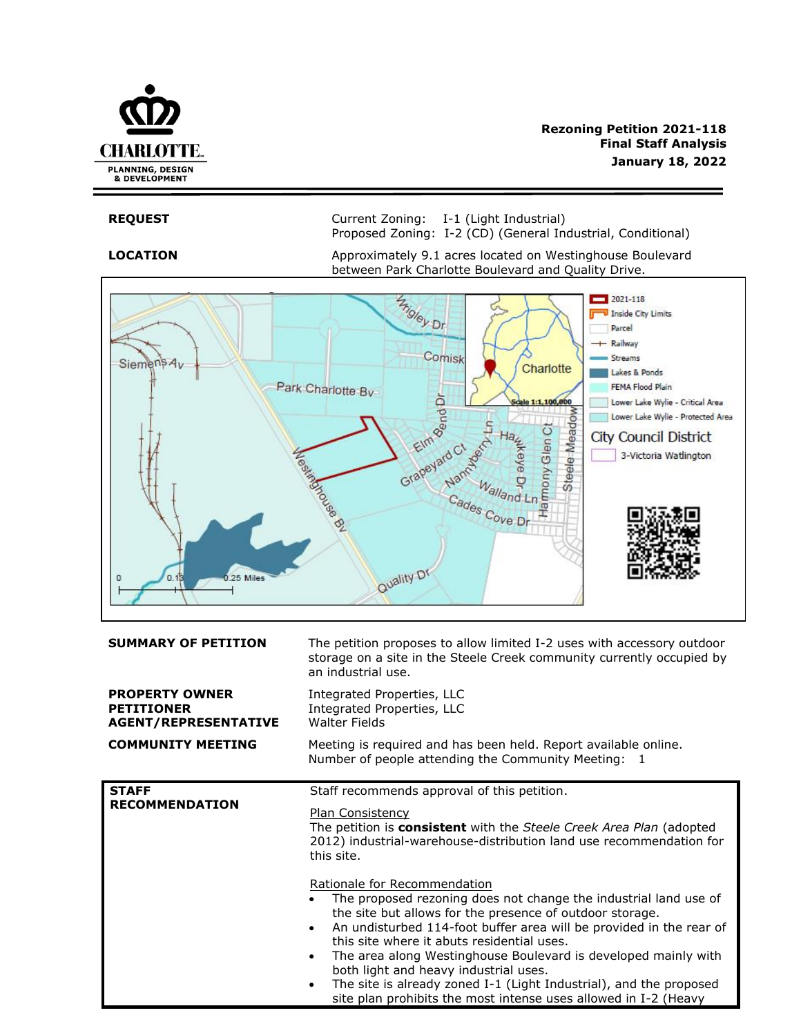**Rezoning Petition 2021-118**
**Final Staff Analysis**
**January 18, 2022**

| | |
|---|---|
| **REQUEST** | Current Zoning: I-1 (Light Industrial)<br>Proposed Zoning: I-2 (CD) (General Industrial, Conditional) |
| **LOCATION** | Approximately 9.1 acres located on Westinghouse Boulevard between Park Charlotte Boulevard and Quality Drive. |

| | |
|---|---|
| **SUMMARY OF PETITION** | The petition proposes to allow limited I-2 uses with accessory outdoor storage on a site in the Steele Creek community currently occupied by an industrial use. |
| **PROPERTY OWNER**<br>**PETITIONER**<br>**AGENT/REPRESENTATIVE** | Integrated Properties, LLC<br>Integrated Properties, LLC<br>Walter Fields |
| **COMMUNITY MEETING** | Meeting is required and has been held. Report available online.<br>Number of people attending the Community Meeting: 1 |

**STAFF RECOMMENDATION**

Staff recommends approval of this petition.

Plan Consistency
The petition is **consistent** with the *Steele Creek Area Plan* (adopted 2012) industrial-warehouse-distribution land use recommendation for this site.

Rationale for Recommendation
- The proposed rezoning does not change the industrial land use of the site but allows for the presence of outdoor storage.
- An undisturbed 114-foot buffer area will be provided in the rear of this site where it abuts residential uses.
- The area along Westinghouse Boulevard is developed mainly with both light and heavy industrial uses.
- The site is already zoned I-1 (Light Industrial), and the proposed site plan prohibits the most intense uses allowed in I-2 (Heavy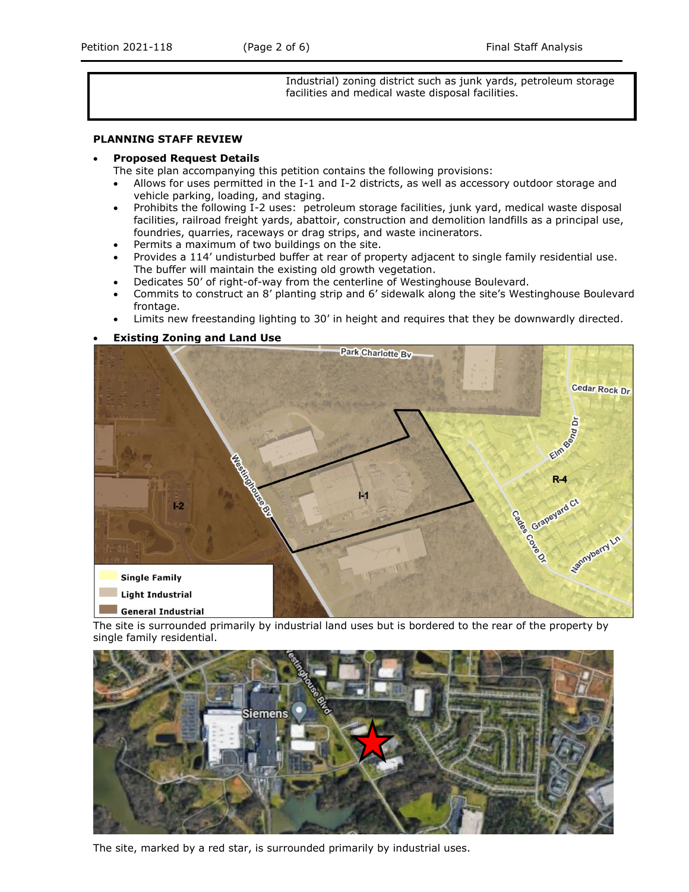| | Industrial) zoning district such as junk yards, petroleum storage facilities and medical waste disposal facilities. |
|---|---|

**PLANNING STAFF REVIEW**

- **Proposed Request Details**
  The site plan accompanying this petition contains the following provisions:
  - Allows for uses permitted in the I-1 and I-2 districts, as well as accessory outdoor storage and vehicle parking, loading, and staging.
  - Prohibits the following I-2 uses: petroleum storage facilities, junk yard, medical waste disposal facilities, railroad freight yards, abattoir, construction and demolition landfills as a principal use, foundries, quarries, raceways or drag strips, and waste incinerators.
  - Permits a maximum of two buildings on the site.
  - Provides a 114' undisturbed buffer at rear of property adjacent to single family residential use. The buffer will maintain the existing old growth vegetation.
  - Dedicates 50' of right-of-way from the centerline of Westinghouse Boulevard.
  - Commits to construct an 8' planting strip and 6' sidewalk along the site's Westinghouse Boulevard frontage.
  - Limits new freestanding lighting to 30' in height and requires that they be downwardly directed.

- **Existing Zoning and Land Use**

The site is surrounded primarily by industrial land uses but is bordered to the rear of the property by single family residential.

The site, marked by a red star, is surrounded primarily by industrial uses.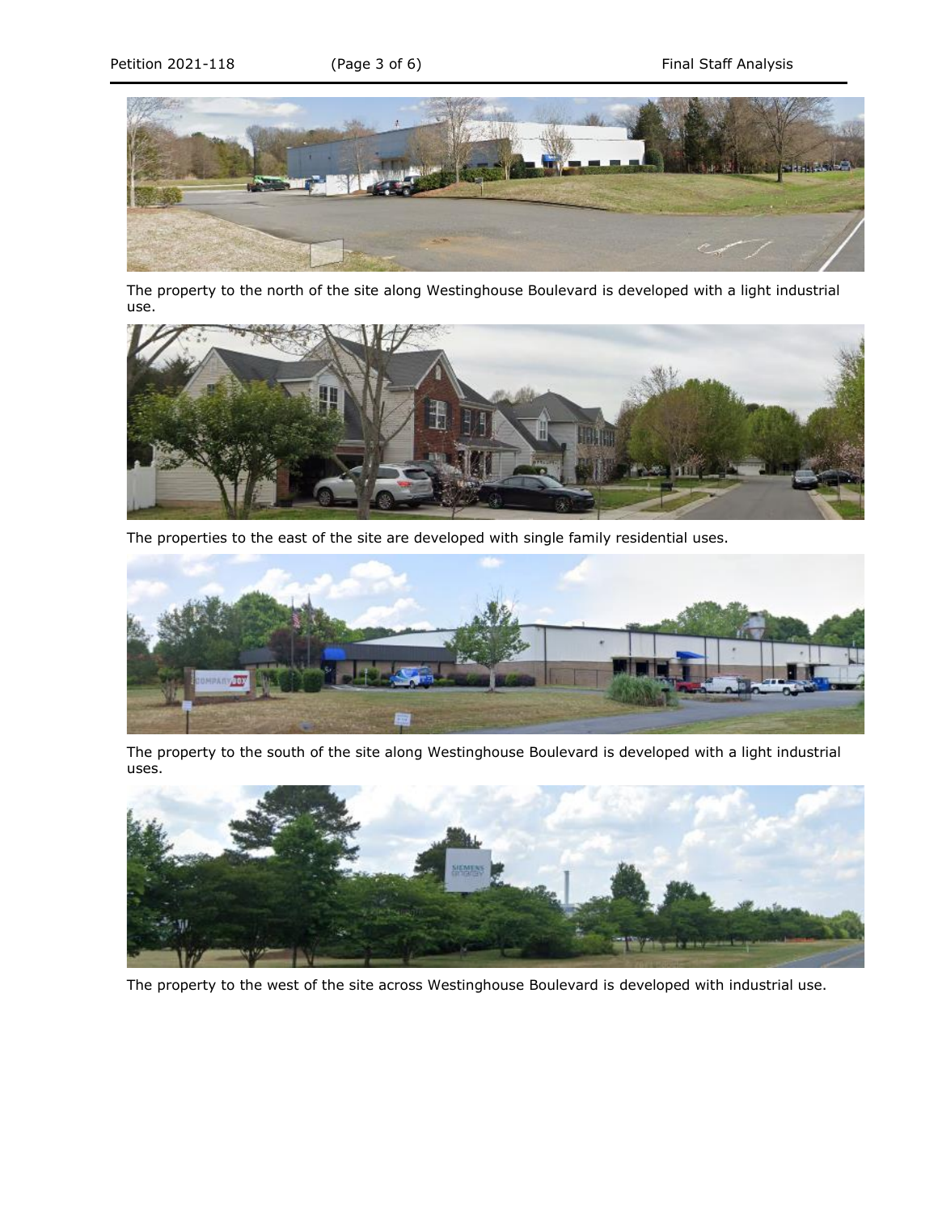The property to the north of the site along Westinghouse Boulevard is developed with a light industrial use.

The properties to the east of the site are developed with single family residential uses.

The property to the south of the site along Westinghouse Boulevard is developed with a light industrial uses.

The property to the west of the site across Westinghouse Boulevard is developed with industrial use.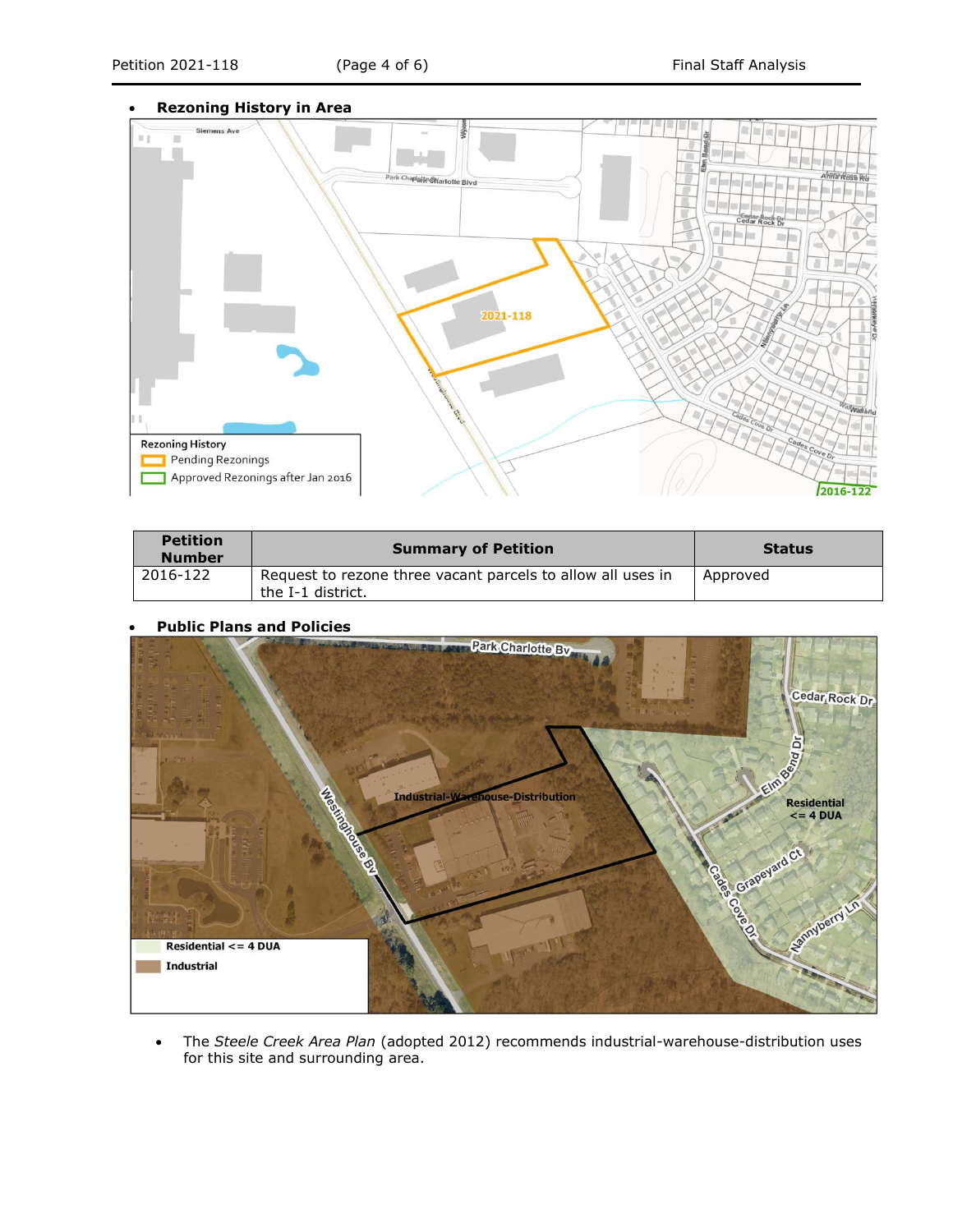- **Rezoning History in Area**

| Petition Number | Summary of Petition | Status |
|---|---|---|
| 2016-122 | Request to rezone three vacant parcels to allow all uses in the I-1 district. | Approved |

- **Public Plans and Policies**

- The *Steele Creek Area Plan* (adopted 2012) recommends industrial-warehouse-distribution uses for this site and surrounding area.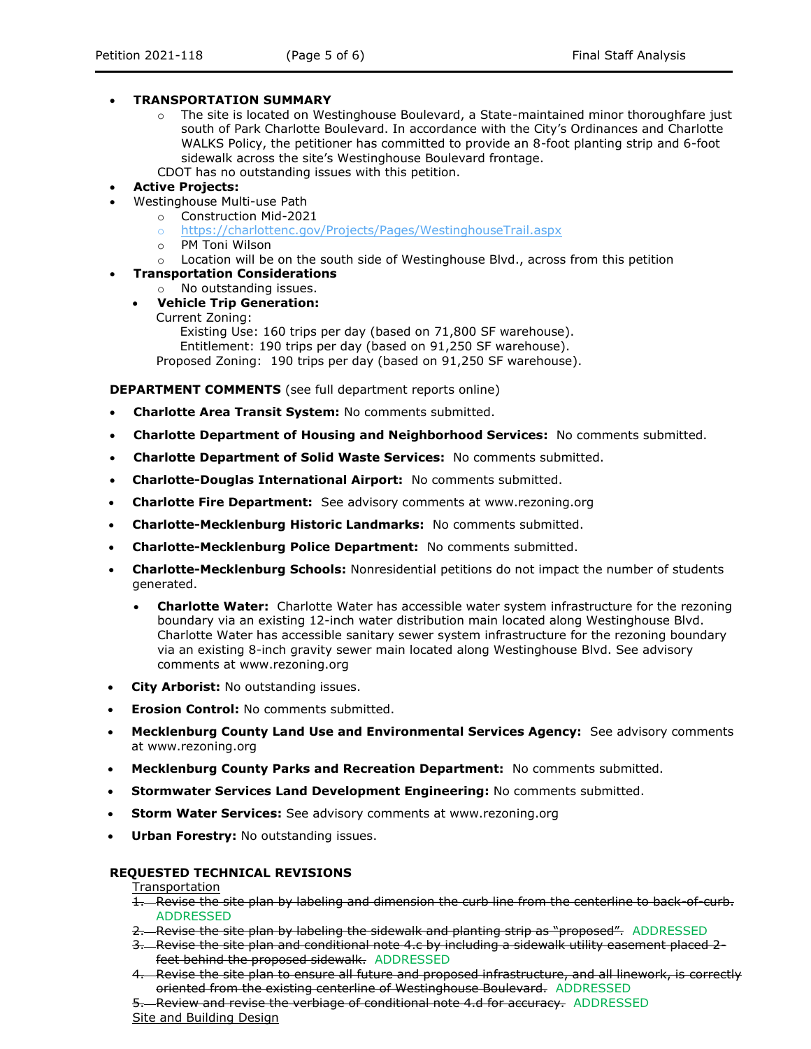- **TRANSPORTATION SUMMARY**
  - The site is located on Westinghouse Boulevard, a State-maintained minor thoroughfare just south of Park Charlotte Boulevard. In accordance with the City's Ordinances and Charlotte WALKS Policy, the petitioner has committed to provide an 8-foot planting strip and 6-foot sidewalk across the site's Westinghouse Boulevard frontage.

  CDOT has no outstanding issues with this petition.
- **Active Projects:**
- Westinghouse Multi-use Path
  - Construction Mid-2021
  - https://charlottenc.gov/Projects/Pages/WestinghouseTrail.aspx
  - PM Toni Wilson
  - Location will be on the south side of Westinghouse Blvd., across from this petition
- **Transportation Considerations**
  - No outstanding issues.
  - **Vehicle Trip Generation:**

    Current Zoning:

    Existing Use: 160 trips per day (based on 71,800 SF warehouse).

    Entitlement: 190 trips per day (based on 91,250 SF warehouse).

    Proposed Zoning: 190 trips per day (based on 91,250 SF warehouse).

**DEPARTMENT COMMENTS** (see full department reports online)

- **Charlotte Area Transit System:** No comments submitted.
- **Charlotte Department of Housing and Neighborhood Services:** No comments submitted.
- **Charlotte Department of Solid Waste Services:** No comments submitted.
- **Charlotte-Douglas International Airport:** No comments submitted.
- **Charlotte Fire Department:** See advisory comments at www.rezoning.org
- **Charlotte-Mecklenburg Historic Landmarks:** No comments submitted.
- **Charlotte-Mecklenburg Police Department:** No comments submitted.
- **Charlotte-Mecklenburg Schools:** Nonresidential petitions do not impact the number of students generated.
  - **Charlotte Water:** Charlotte Water has accessible water system infrastructure for the rezoning boundary via an existing 12-inch water distribution main located along Westinghouse Blvd. Charlotte Water has accessible sanitary sewer system infrastructure for the rezoning boundary via an existing 8-inch gravity sewer main located along Westinghouse Blvd. See advisory comments at www.rezoning.org
- **City Arborist:** No outstanding issues.
- **Erosion Control:** No comments submitted.
- **Mecklenburg County Land Use and Environmental Services Agency:** See advisory comments at www.rezoning.org
- **Mecklenburg County Parks and Recreation Department:** No comments submitted.
- **Stormwater Services Land Development Engineering:** No comments submitted.
- **Storm Water Services:** See advisory comments at www.rezoning.org
- **Urban Forestry:** No outstanding issues.

**REQUESTED TECHNICAL REVISIONS**

Transportation

1. ~~Revise the site plan by labeling and dimension the curb line from the centerline to back-of-curb.~~ ADDRESSED
2. ~~Revise the site plan by labeling the sidewalk and planting strip as "proposed".~~ ADDRESSED
3. ~~Revise the site plan and conditional note 4.c by including a sidewalk utility easement placed 2-feet behind the proposed sidewalk.~~ ADDRESSED
4. ~~Revise the site plan to ensure all future and proposed infrastructure, and all linework, is correctly oriented from the existing centerline of Westinghouse Boulevard.~~ ADDRESSED
5. ~~Review and revise the verbiage of conditional note 4.d for accuracy.~~ ADDRESSED

Site and Building Design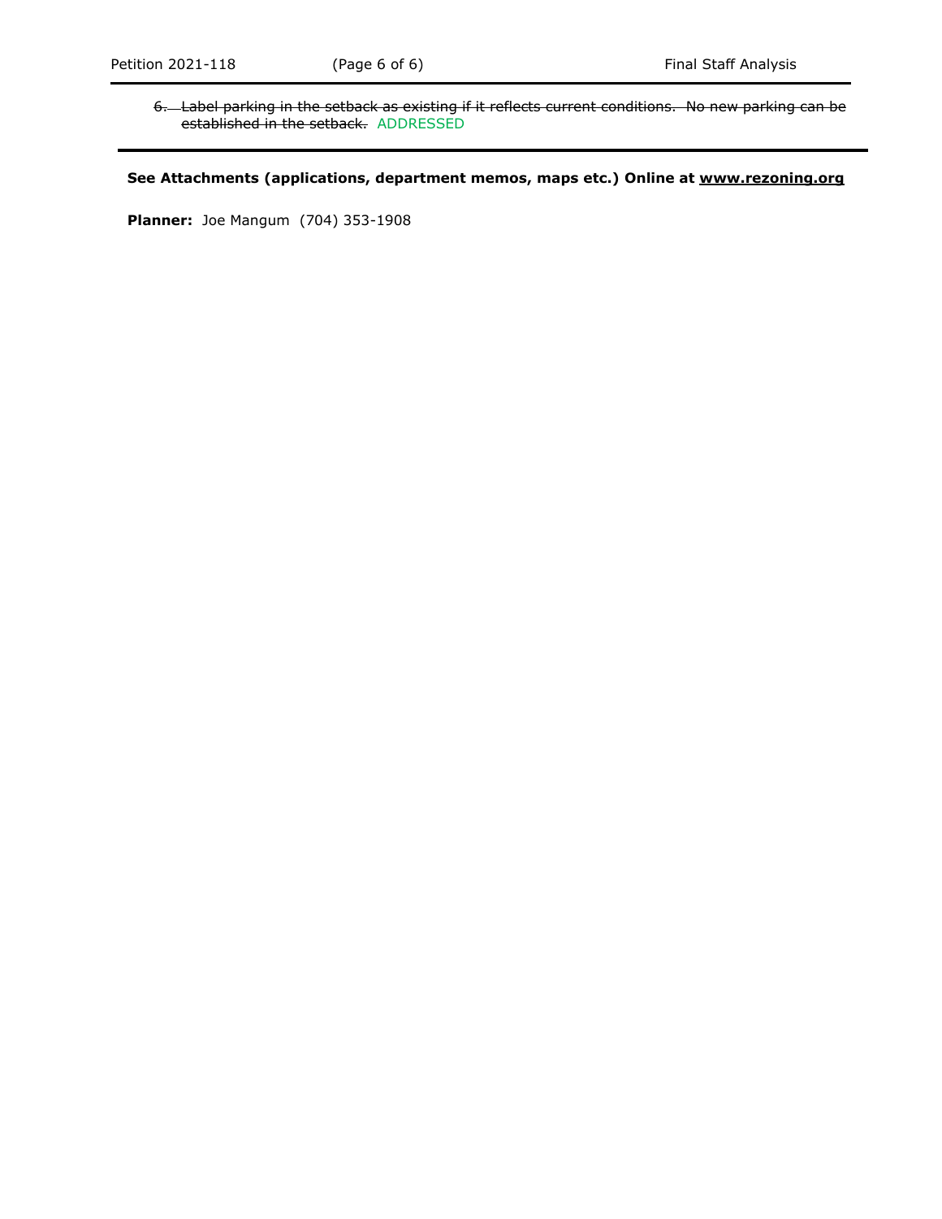6. ~~Label parking in the setback as existing if it reflects current conditions. No new parking can be established in the setback.~~ ADDRESSED

---

**See Attachments (applications, department memos, maps etc.) Online at [www.rezoning.org](http://www.rezoning.org)**

**Planner:** Joe Mangum (704) 353-1908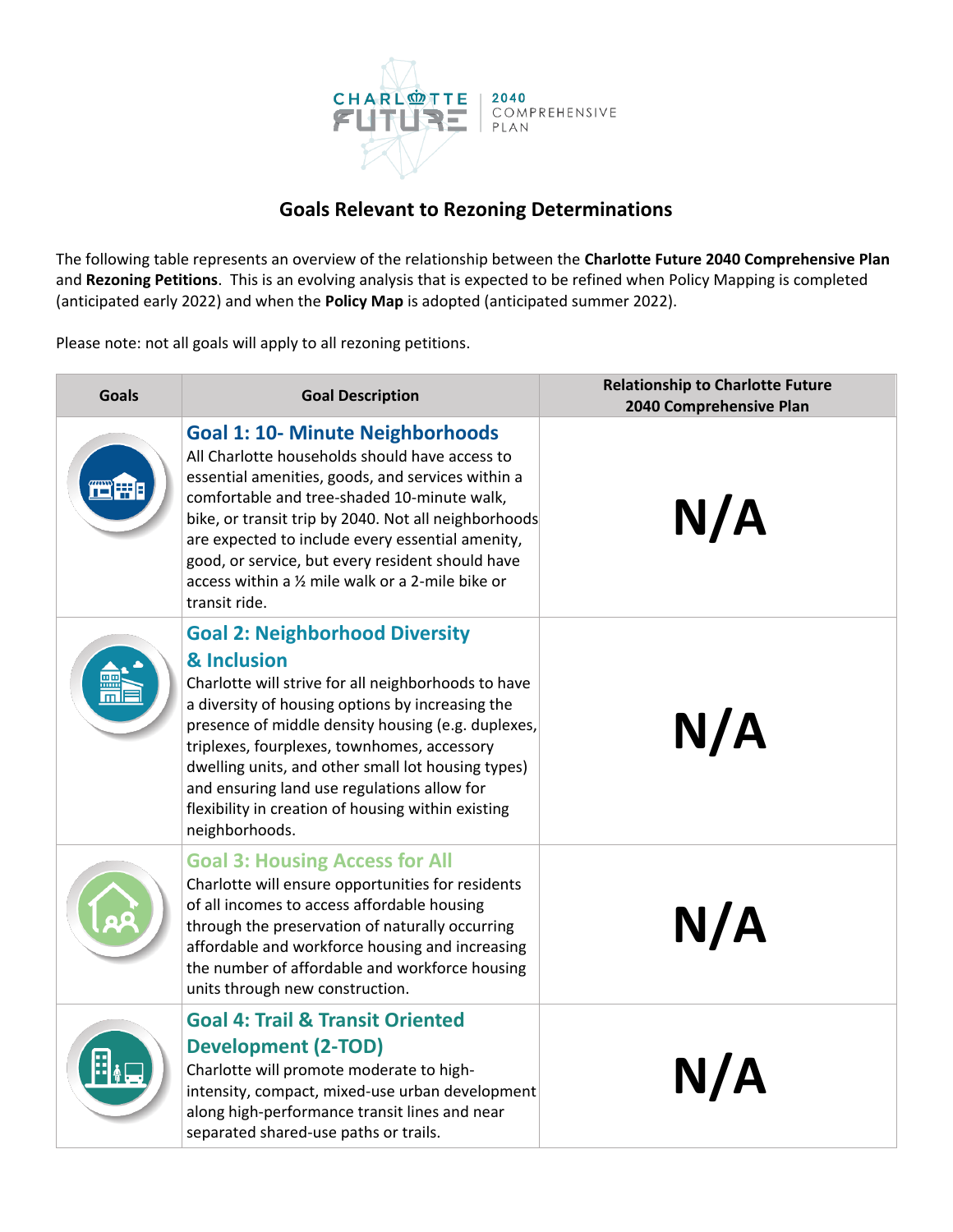## Goals Relevant to Rezoning Determinations

The following table represents an overview of the relationship between the **Charlotte Future 2040 Comprehensive Plan** and **Rezoning Petitions**. This is an evolving analysis that is expected to be refined when Policy Mapping is completed (anticipated early 2022) and when the **Policy Map** is adopted (anticipated summer 2022).

Please note: not all goals will apply to all rezoning petitions.

| Goals | Goal Description | Relationship to Charlotte Future 2040 Comprehensive Plan |
|---|---|---|
| | **Goal 1: 10- Minute Neighborhoods** All Charlotte households should have access to essential amenities, goods, and services within a comfortable and tree-shaded 10-minute walk, bike, or transit trip by 2040. Not all neighborhoods are expected to include every essential amenity, good, or service, but every resident should have access within a ½ mile walk or a 2-mile bike or transit ride. | **N/A** |
| | **Goal 2: Neighborhood Diversity & Inclusion** Charlotte will strive for all neighborhoods to have a diversity of housing options by increasing the presence of middle density housing (e.g. duplexes, triplexes, fourplexes, townhomes, accessory dwelling units, and other small lot housing types) and ensuring land use regulations allow for flexibility in creation of housing within existing neighborhoods. | **N/A** |
| | **Goal 3: Housing Access for All** Charlotte will ensure opportunities for residents of all incomes to access affordable housing through the preservation of naturally occurring affordable and workforce housing and increasing the number of affordable and workforce housing units through new construction. | **N/A** |
| | **Goal 4: Trail & Transit Oriented Development (2-TOD)** Charlotte will promote moderate to high-intensity, compact, mixed-use urban development along high-performance transit lines and near separated shared-use paths or trails. | **N/A** |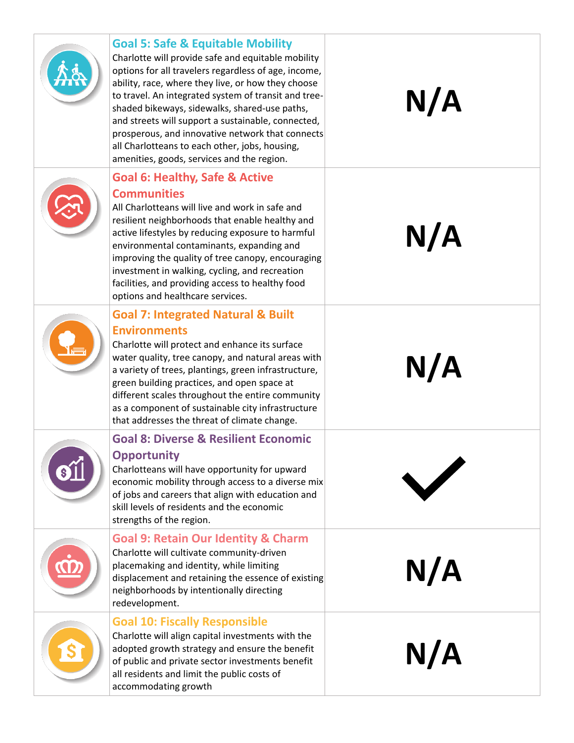| | | |
|---|---|---|
| | **Goal 5: Safe & Equitable Mobility**<br>Charlotte will provide safe and equitable mobility options for all travelers regardless of age, income, ability, race, where they live, or how they choose to travel. An integrated system of transit and tree-shaded bikeways, sidewalks, shared-use paths, and streets will support a sustainable, connected, prosperous, and innovative network that connects all Charlotteans to each other, jobs, housing, amenities, goods, services and the region. | N/A |
| | **Goal 6: Healthy, Safe & Active Communities**<br>All Charlotteans will live and work in safe and resilient neighborhoods that enable healthy and active lifestyles by reducing exposure to harmful environmental contaminants, expanding and improving the quality of tree canopy, encouraging investment in walking, cycling, and recreation facilities, and providing access to healthy food options and healthcare services. | N/A |
| | **Goal 7: Integrated Natural & Built Environments**<br>Charlotte will protect and enhance its surface water quality, tree canopy, and natural areas with a variety of trees, plantings, green infrastructure, green building practices, and open space at different scales throughout the entire community as a component of sustainable city infrastructure that addresses the threat of climate change. | N/A |
| | **Goal 8: Diverse & Resilient Economic Opportunity**<br>Charlotteans will have opportunity for upward economic mobility through access to a diverse mix of jobs and careers that align with education and skill levels of residents and the economic strengths of the region. | ✓ |
| | **Goal 9: Retain Our Identity & Charm**<br>Charlotte will cultivate community-driven placemaking and identity, while limiting displacement and retaining the essence of existing neighborhoods by intentionally directing redevelopment. | N/A |
| | **Goal 10: Fiscally Responsible**<br>Charlotte will align capital investments with the adopted growth strategy and ensure the benefit of public and private sector investments benefit all residents and limit the public costs of accommodating growth | N/A |